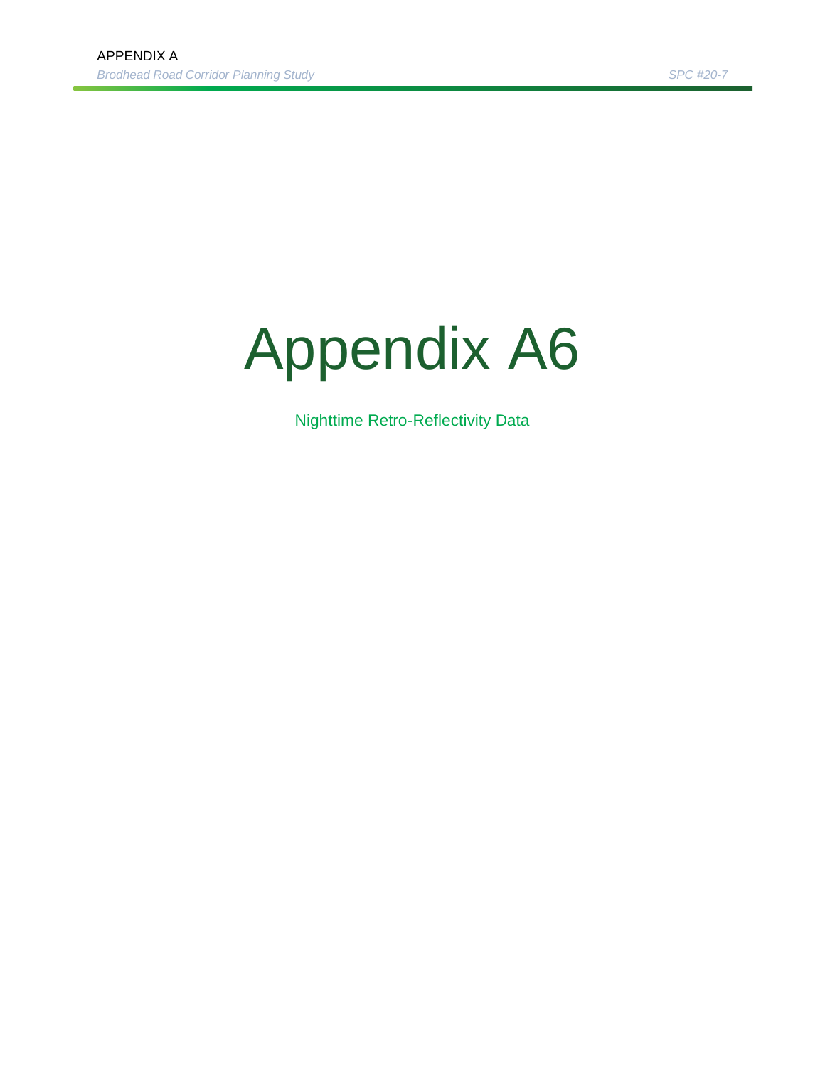# Appendix A6

Nighttime Retro-Reflectivity Data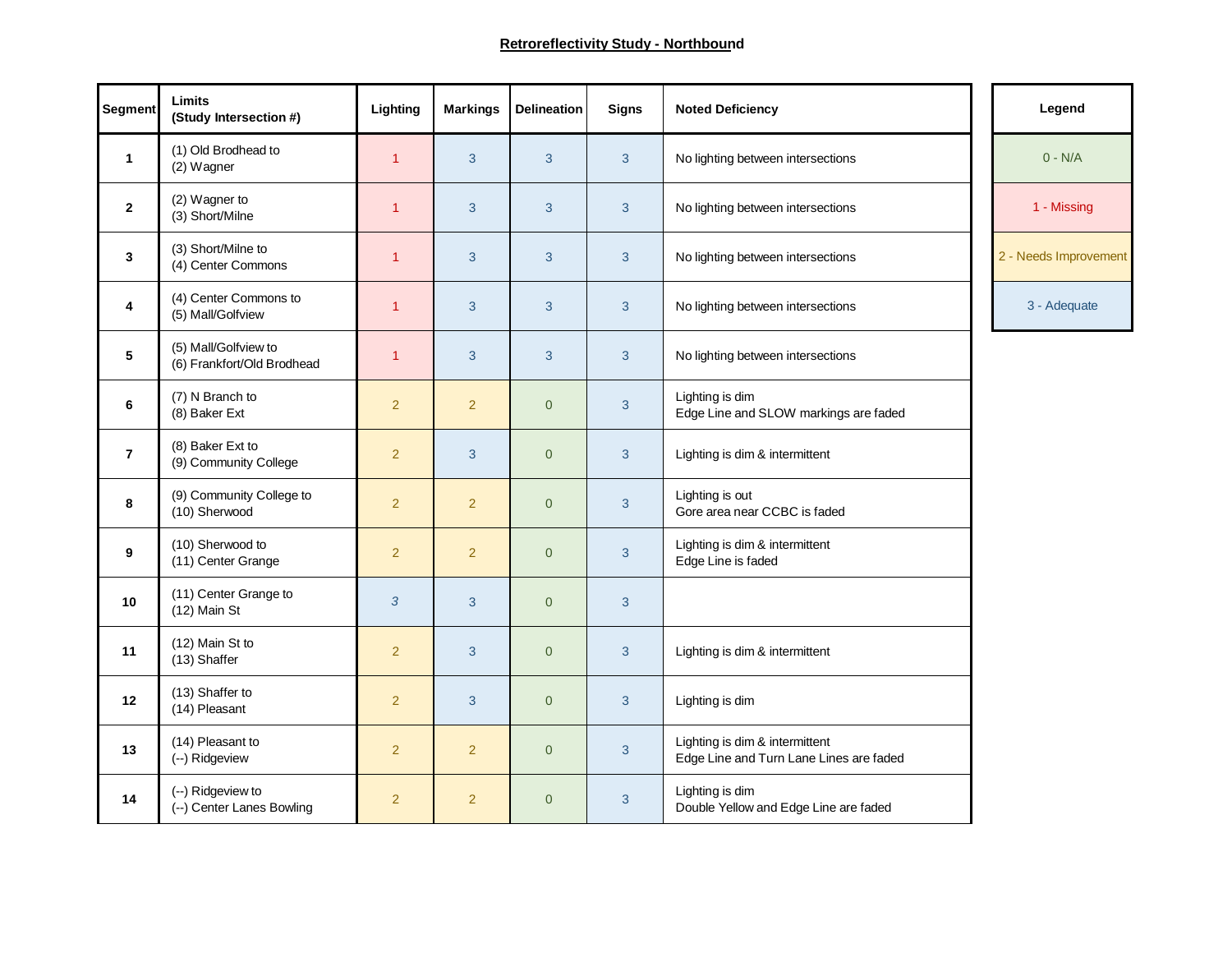# Retroreflectivity Study - Northbound

| Segment | Limits (Study Intersection #) | Lighting | Markings | Delineation | Signs | Noted Deficiency |
|---|---|---|---|---|---|---|
| 1 | (1) Old Brodhead to (2) Wagner | 1 | 3 | 3 | 3 | No lighting between intersections |
| 2 | (2) Wagner to (3) Short/Milne | 1 | 3 | 3 | 3 | No lighting between intersections |
| 3 | (3) Short/Milne to (4) Center Commons | 1 | 3 | 3 | 3 | No lighting between intersections |
| 4 | (4) Center Commons to (5) Mall/Golfview | 1 | 3 | 3 | 3 | No lighting between intersections |
| 5 | (5) Mall/Golfview to (6) Frankfort/Old Brodhead | 1 | 3 | 3 | 3 | No lighting between intersections |
| 6 | (7) N Branch to (8) Baker Ext | 2 | 2 | 0 | 3 | Lighting is dim<br>Edge Line and SLOW markings are faded |
| 7 | (8) Baker Ext to (9) Community College | 2 | 3 | 0 | 3 | Lighting is dim & intermittent |
| 8 | (9) Community College to (10) Sherwood | 2 | 2 | 0 | 3 | Lighting is out<br>Gore area near CCBC is faded |
| 9 | (10) Sherwood to (11) Center Grange | 2 | 2 | 0 | 3 | Lighting is dim & intermittent<br>Edge Line is faded |
| 10 | (11) Center Grange to (12) Main St | 3 | 3 | 0 | 3 | |
| 11 | (12) Main St to (13) Shaffer | 2 | 3 | 0 | 3 | Lighting is dim & intermittent |
| 12 | (13) Shaffer to (14) Pleasant | 2 | 3 | 0 | 3 | Lighting is dim |
| 13 | (14) Pleasant to (--) Ridgeview | 2 | 2 | 0 | 3 | Lighting is dim & intermittent<br>Edge Line and Turn Lane Lines are faded |
| 14 | (--) Ridgeview to (--) Center Lanes Bowling | 2 | 2 | 0 | 3 | Lighting is dim<br>Double Yellow and Edge Line are faded |

| Legend |
|---|
| 0 - N/A |
| 1 - Missing |
| 2 - Needs Improvement |
| 3 - Adequate |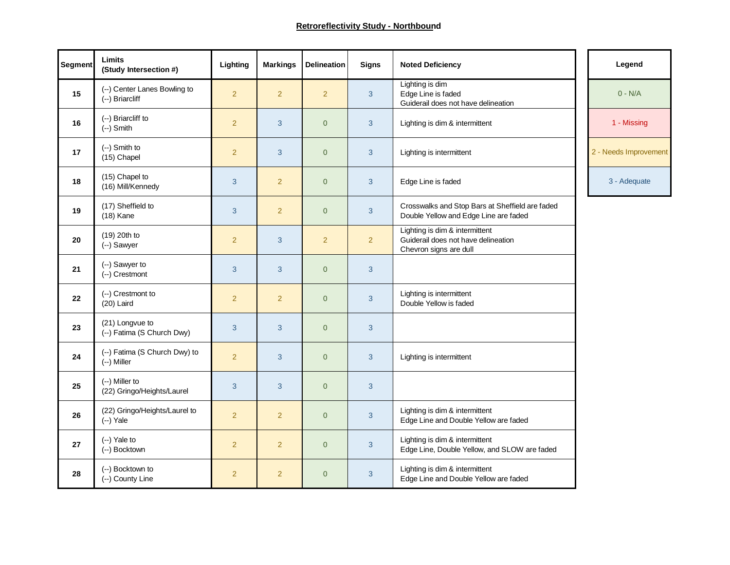## Retroreflectivity Study - Northbound

| Segment | Limits (Study Intersection #) | Lighting | Markings | Delineation | Signs | Noted Deficiency |
|---|---|---|---|---|---|---|
| 15 | (--) Center Lanes Bowling to (--) Briarcliff | 2 | 2 | 2 | 3 | Lighting is dim<br>Edge Line is faded<br>Guiderail does not have delineation |
| 16 | (--) Briarcliff to (--) Smith | 2 | 3 | 0 | 3 | Lighting is dim & intermittent |
| 17 | (--) Smith to (15) Chapel | 2 | 3 | 0 | 3 | Lighting is intermittent |
| 18 | (15) Chapel to (16) Mill/Kennedy | 3 | 2 | 0 | 3 | Edge Line is faded |
| 19 | (17) Sheffield to (18) Kane | 3 | 2 | 0 | 3 | Crosswalks and Stop Bars at Sheffield are faded<br>Double Yellow and Edge Line are faded |
| 20 | (19) 20th to (--) Sawyer | 2 | 3 | 2 | 2 | Lighting is dim & intermittent<br>Guiderail does not have delineation<br>Chevron signs are dull |
| 21 | (--) Sawyer to (--) Crestmont | 3 | 3 | 0 | 3 | |
| 22 | (--) Crestmont to (20) Laird | 2 | 2 | 0 | 3 | Lighting is intermittent<br>Double Yellow is faded |
| 23 | (21) Longvue to (--) Fatima (S Church Dwy) | 3 | 3 | 0 | 3 | |
| 24 | (--) Fatima (S Church Dwy) to (--) Miller | 2 | 3 | 0 | 3 | Lighting is intermittent |
| 25 | (--) Miller to (22) Gringo/Heights/Laurel | 3 | 3 | 0 | 3 | |
| 26 | (22) Gringo/Heights/Laurel to (--) Yale | 2 | 2 | 0 | 3 | Lighting is dim & intermittent<br>Edge Line and Double Yellow are faded |
| 27 | (--) Yale to (--) Bocktown | 2 | 2 | 0 | 3 | Lighting is dim & intermittent<br>Edge Line, Double Yellow, and SLOW are faded |
| 28 | (--) Bocktown to (--) County Line | 2 | 2 | 0 | 3 | Lighting is dim & intermittent<br>Edge Line and Double Yellow are faded |

| Legend |
|---|
| 0 - N/A |
| 1 - Missing |
| 2 - Needs Improvement |
| 3 - Adequate |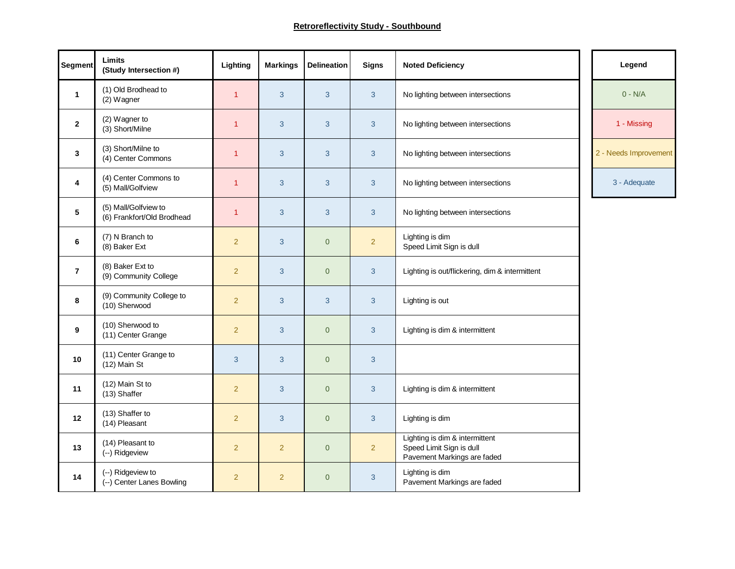## Retroreflectivity Study - Southbound

| Segment | Limits (Study Intersection #) | Lighting | Markings | Delineation | Signs | Noted Deficiency |
|---|---|---|---|---|---|---|
| 1 | (1) Old Brodhead to (2) Wagner | 1 | 3 | 3 | 3 | No lighting between intersections |
| 2 | (2) Wagner to (3) Short/Milne | 1 | 3 | 3 | 3 | No lighting between intersections |
| 3 | (3) Short/Milne to (4) Center Commons | 1 | 3 | 3 | 3 | No lighting between intersections |
| 4 | (4) Center Commons to (5) Mall/Golfview | 1 | 3 | 3 | 3 | No lighting between intersections |
| 5 | (5) Mall/Golfview to (6) Frankfort/Old Brodhead | 1 | 3 | 3 | 3 | No lighting between intersections |
| 6 | (7) N Branch to (8) Baker Ext | 2 | 3 | 0 | 2 | Lighting is dim<br>Speed Limit Sign is dull |
| 7 | (8) Baker Ext to (9) Community College | 2 | 3 | 0 | 3 | Lighting is out/flickering, dim & intermittent |
| 8 | (9) Community College to (10) Sherwood | 2 | 3 | 3 | 3 | Lighting is out |
| 9 | (10) Sherwood to (11) Center Grange | 2 | 3 | 0 | 3 | Lighting is dim & intermittent |
| 10 | (11) Center Grange to (12) Main St | 3 | 3 | 0 | 3 | |
| 11 | (12) Main St to (13) Shaffer | 2 | 3 | 0 | 3 | Lighting is dim & intermittent |
| 12 | (13) Shaffer to (14) Pleasant | 2 | 3 | 0 | 3 | Lighting is dim |
| 13 | (14) Pleasant to (--) Ridgeview | 2 | 2 | 0 | 2 | Lighting is dim & intermittent<br>Speed Limit Sign is dull<br>Pavement Markings are faded |
| 14 | (--) Ridgeview to (--) Center Lanes Bowling | 2 | 2 | 0 | 3 | Lighting is dim<br>Pavement Markings are faded |

| Legend |
|---|
| 0 - N/A |
| 1 - Missing |
| 2 - Needs Improvement |
| 3 - Adequate |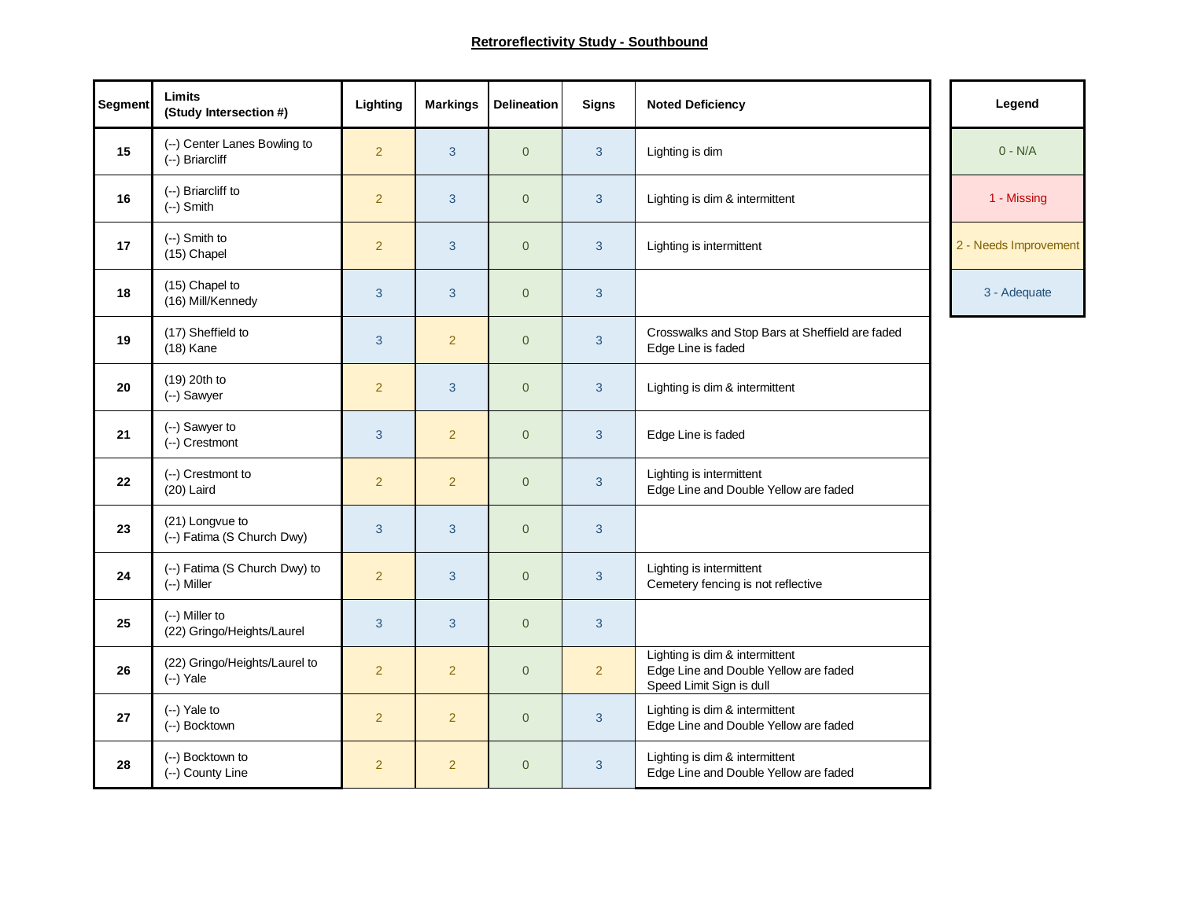**Retroreflectivity Study - Southbound**

| Segment | Limits (Study Intersection #) | Lighting | Markings | Delineation | Signs | Noted Deficiency |
|---|---|---|---|---|---|---|
| 15 | (--) Center Lanes Bowling to (--) Briarcliff | 2 | 3 | 0 | 3 | Lighting is dim |
| 16 | (--) Briarcliff to (--) Smith | 2 | 3 | 0 | 3 | Lighting is dim & intermittent |
| 17 | (--) Smith to (15) Chapel | 2 | 3 | 0 | 3 | Lighting is intermittent |
| 18 | (15) Chapel to (16) Mill/Kennedy | 3 | 3 | 0 | 3 | |
| 19 | (17) Sheffield to (18) Kane | 3 | 2 | 0 | 3 | Crosswalks and Stop Bars at Sheffield are faded<br>Edge Line is faded |
| 20 | (19) 20th to (--) Sawyer | 2 | 3 | 0 | 3 | Lighting is dim & intermittent |
| 21 | (--) Sawyer to (--) Crestmont | 3 | 2 | 0 | 3 | Edge Line is faded |
| 22 | (--) Crestmont to (20) Laird | 2 | 2 | 0 | 3 | Lighting is intermittent<br>Edge Line and Double Yellow are faded |
| 23 | (21) Longvue to (--) Fatima (S Church Dwy) | 3 | 3 | 0 | 3 | |
| 24 | (--) Fatima (S Church Dwy) to (--) Miller | 2 | 3 | 0 | 3 | Lighting is intermittent<br>Cemetery fencing is not reflective |
| 25 | (--) Miller to (22) Gringo/Heights/Laurel | 3 | 3 | 0 | 3 | |
| 26 | (22) Gringo/Heights/Laurel to (--) Yale | 2 | 2 | 0 | 2 | Lighting is dim & intermittent<br>Edge Line and Double Yellow are faded<br>Speed Limit Sign is dull |
| 27 | (--) Yale to (--) Bocktown | 2 | 2 | 0 | 3 | Lighting is dim & intermittent<br>Edge Line and Double Yellow are faded |
| 28 | (--) Bocktown to (--) County Line | 2 | 2 | 0 | 3 | Lighting is dim & intermittent<br>Edge Line and Double Yellow are faded |

| Legend |
|---|
| 0 - N/A |
| 1 - Missing |
| 2 - Needs Improvement |
| 3 - Adequate |